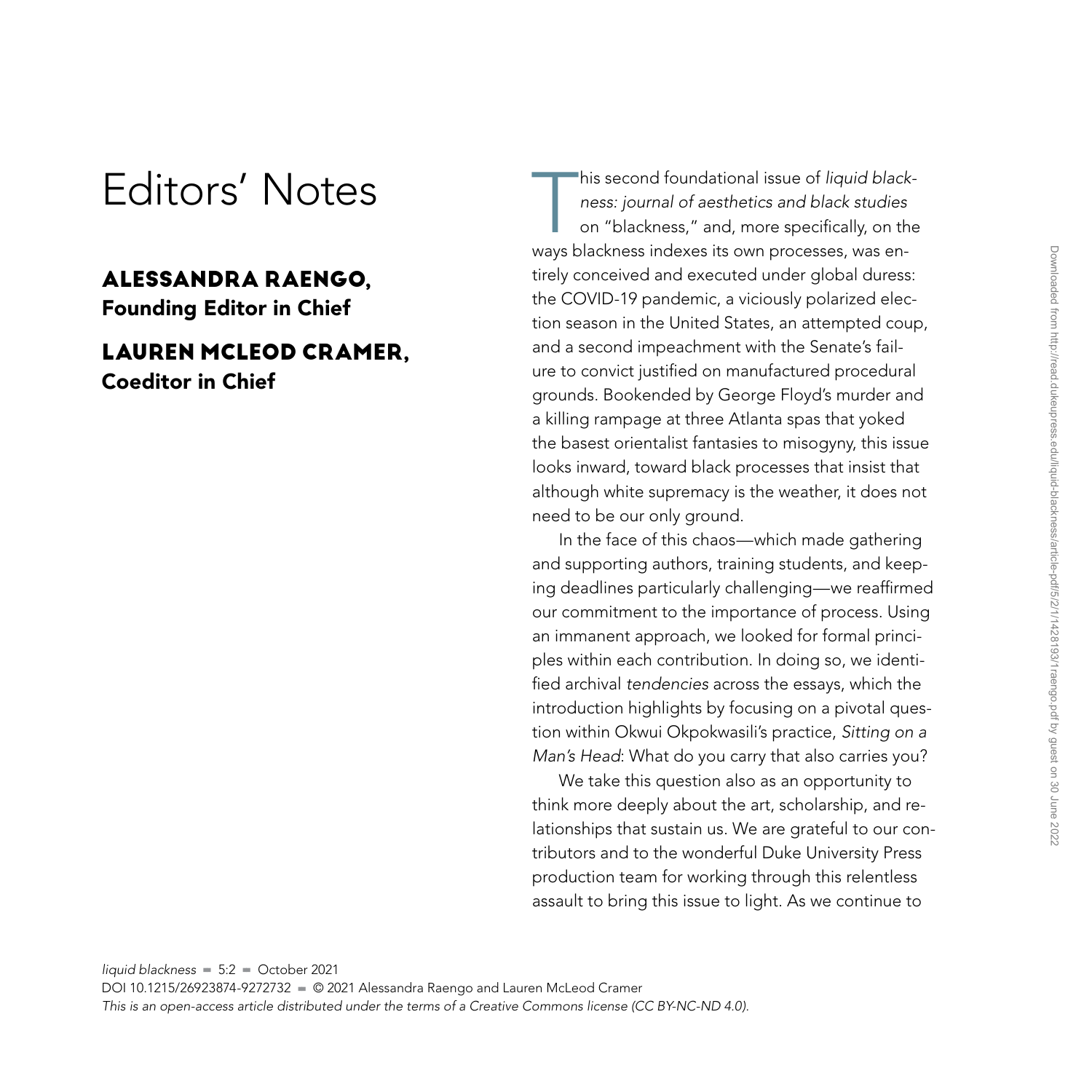# Editors' Notes

## ALESSANDRA RAENGO, Founding Editor in Chief

## LAUREN MCLEOD CRAMER, Coeditor in Chief

This second foundational issue of *liquid blackness: journal of aesthetics and black studies* on "blackness," and, more specifically, on the ways blackness indexes its own processes, was entirely conceived and executed under global duress: the COVID-19 pandemic, a viciously polarized election season in the United States, an attempted coup, and a second impeachment with the Senate's failure to convict justified on manufactured procedural grounds. Bookended by George Floyd's murder and a killing rampage at three Atlanta spas that yoked the basest orientalist fantasies to misogyny, this issue looks inward, toward black processes that insist that although white supremacy is the weather, it does not need to be our only ground.

In the face of this chaos—which made gathering and supporting authors, training students, and keeping deadlines particularly challenging—we reaffirmed our commitment to the importance of process. Using an immanent approach, we looked for formal principles within each contribution. In doing so, we identified archival *tendencies* across the essays, which the introduction highlights by focusing on a pivotal question within Okwui Okpokwasili's practice, *Sitting on a Man's Head*: What do you carry that also carries you?

We take this question also as an opportunity to think more deeply about the art, scholarship, and relationships that sustain us. We are grateful to our contributors and to the wonderful Duke University Press production team for working through this relentless assault to bring this issue to light. As we continue to

*liquid blackness* ▪ 5:2 ▪ October 2021
DOI 10.1215/26923874-9272732 ▪ © 2021 Alessandra Raengo and Lauren McLeod Cramer
*This is an open-access article distributed under the terms of a Creative Commons license (CC BY-NC-ND 4.0).*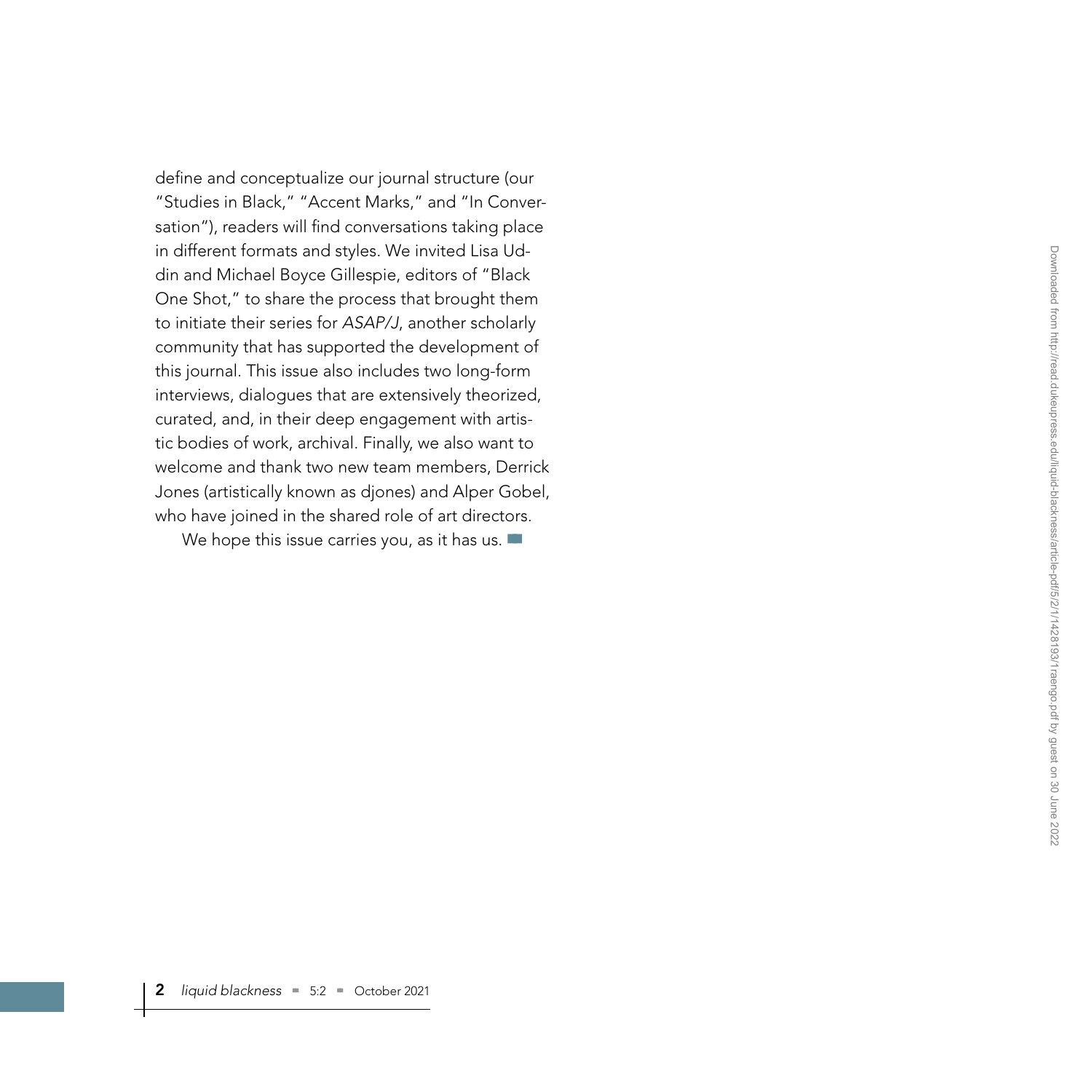define and conceptualize our journal structure (our "Studies in Black," "Accent Marks," and "In Conversation"), readers will find conversations taking place in different formats and styles. We invited Lisa Uddin and Michael Boyce Gillespie, editors of "Black One Shot," to share the process that brought them to initiate their series for *ASAP/J*, another scholarly community that has supported the development of this journal. This issue also includes two long-form interviews, dialogues that are extensively theorized, curated, and, in their deep engagement with artistic bodies of work, archival. Finally, we also want to welcome and thank two new team members, Derrick Jones (artistically known as djones) and Alper Gobel, who have joined in the shared role of art directors.

We hope this issue carries you, as it has us.